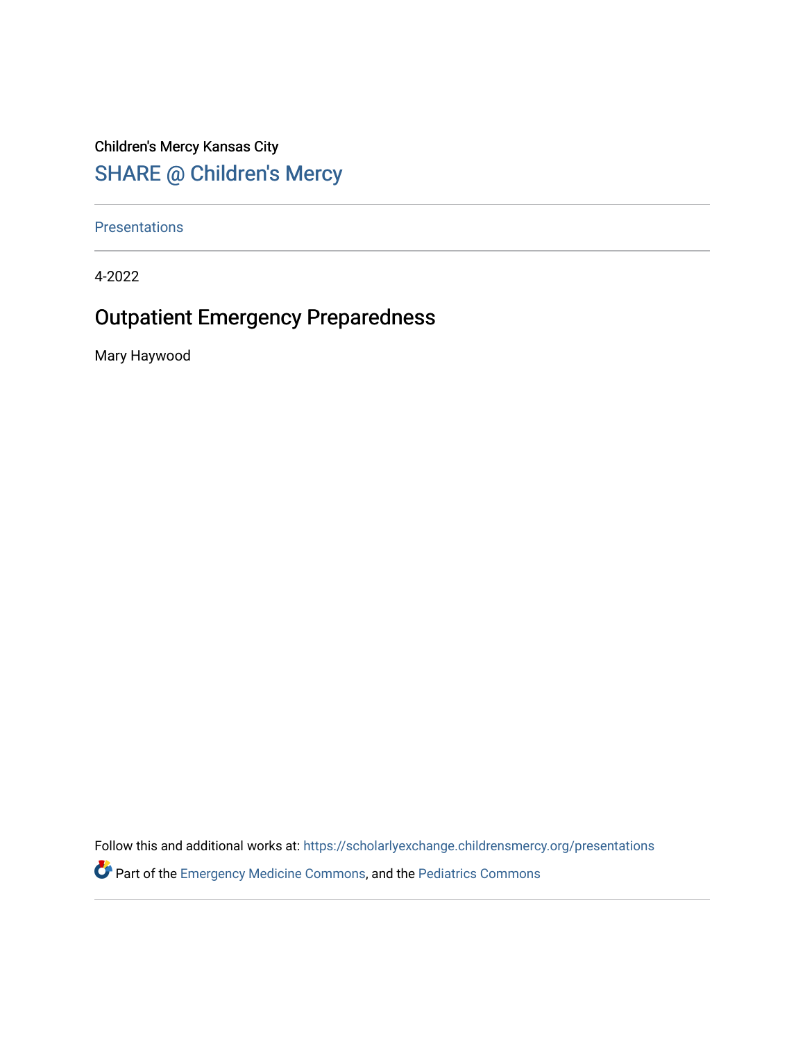Children's Mercy Kansas City

SHARE @ Children's Mercy

Presentations

4-2022

# Outpatient Emergency Preparedness

Mary Haywood

Follow this and additional works at: https://scholarlyexchange.childrensmercy.org/presentations

Part of the Emergency Medicine Commons, and the Pediatrics Commons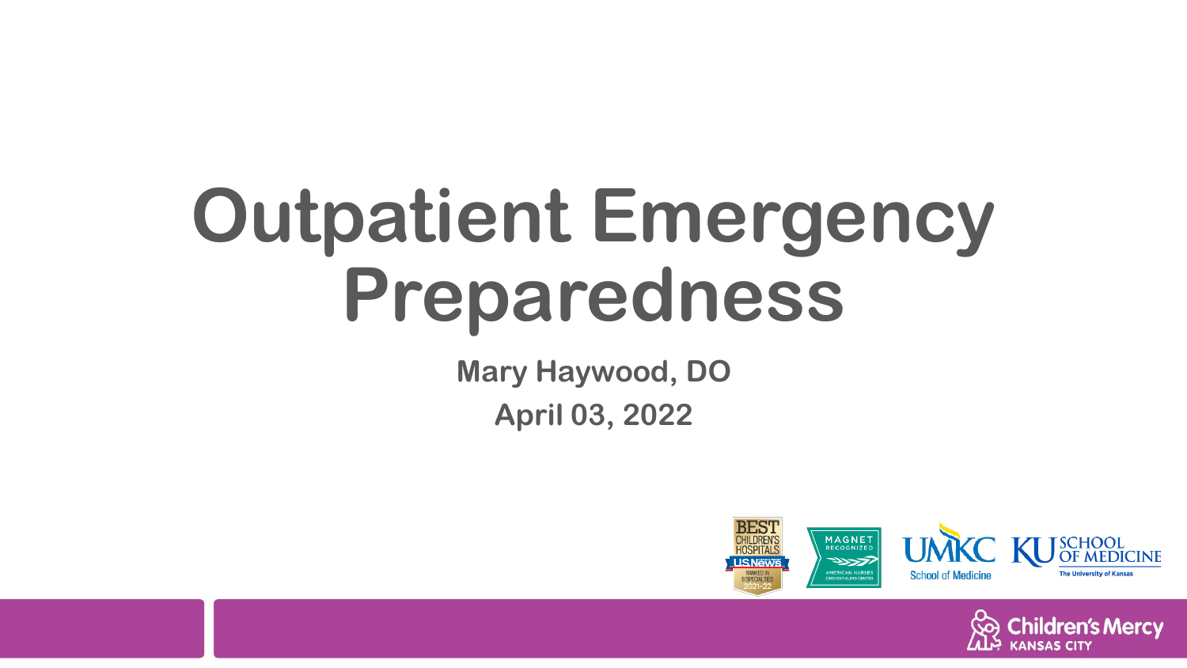# Outpatient Emergency Preparedness

**Mary Haywood, DO**

**April 03, 2022**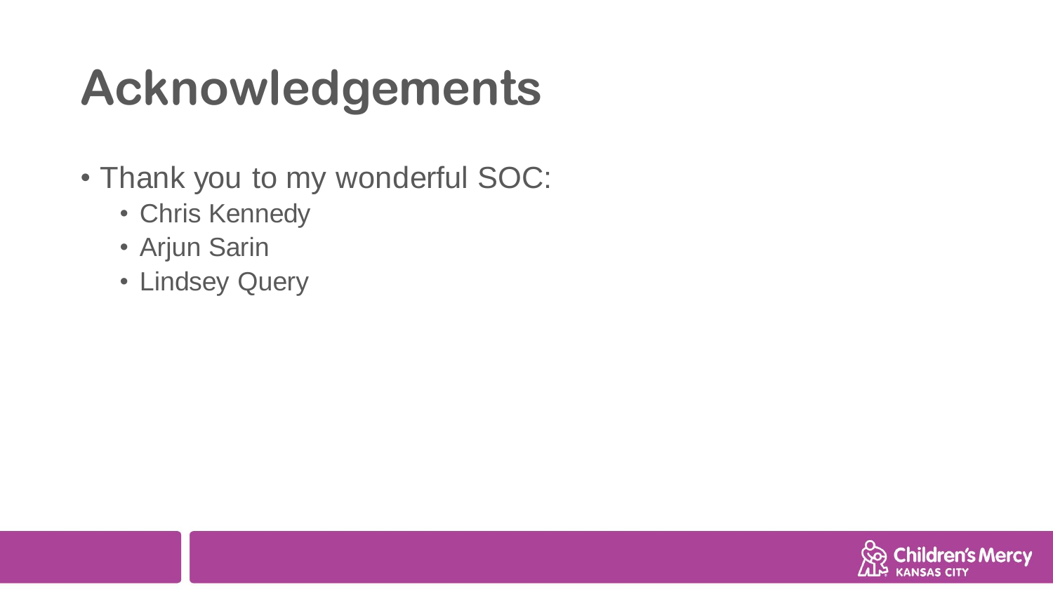# Acknowledgements

- Thank you to my wonderful SOC:
  - Chris Kennedy
  - Arjun Sarin
  - Lindsey Query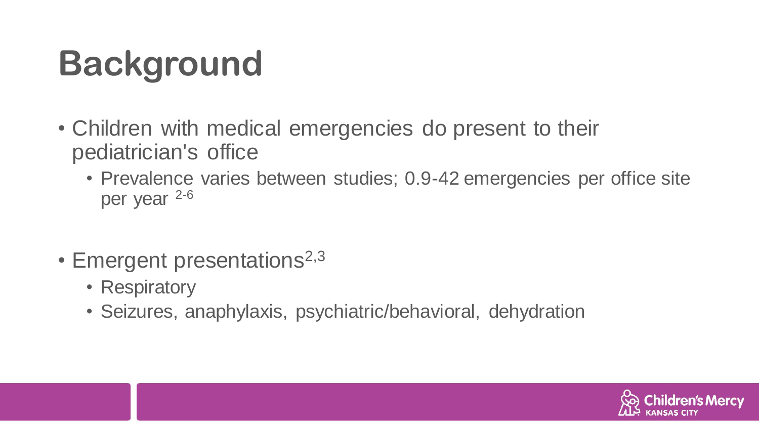# Background

- Children with medical emergencies do present to their pediatrician's office
  - Prevalence varies between studies; 0.9-42 emergencies per office site per year [2-6]

- Emergent presentations[2,3]
  - Respiratory
  - Seizures, anaphylaxis, psychiatric/behavioral, dehydration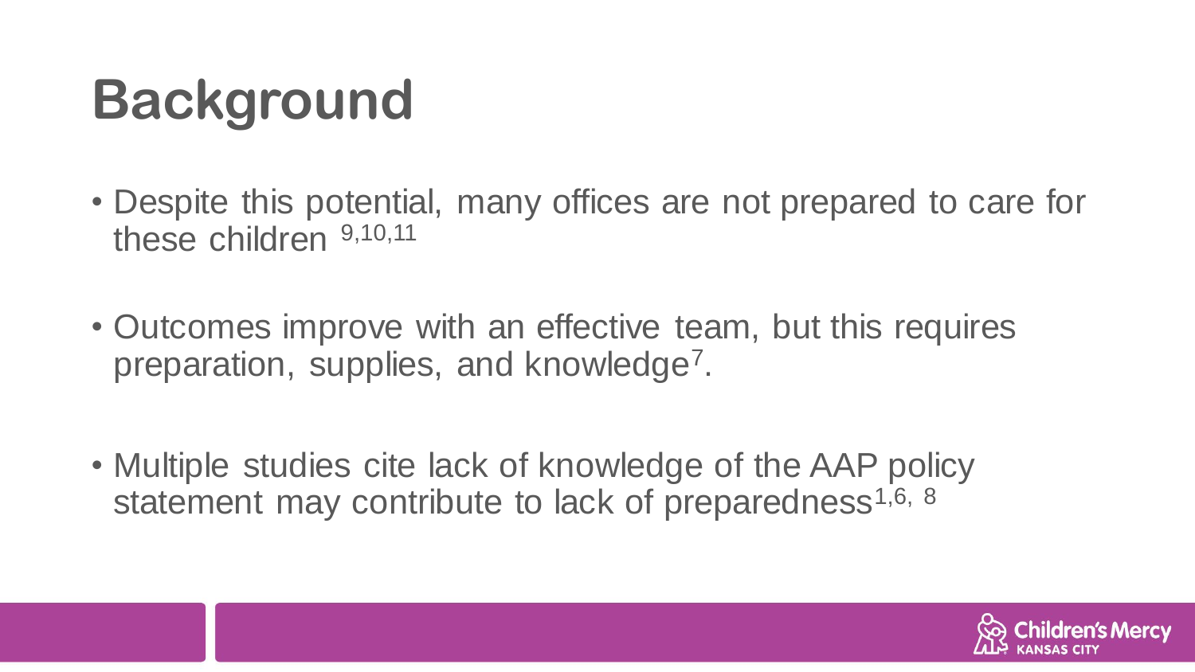# Background

- Despite this potential, many offices are not prepared to care for these children [9,10,11]
- Outcomes improve with an effective team, but this requires preparation, supplies, and knowledge[7].
- Multiple studies cite lack of knowledge of the AAP policy statement may contribute to lack of preparedness[1,6, 8]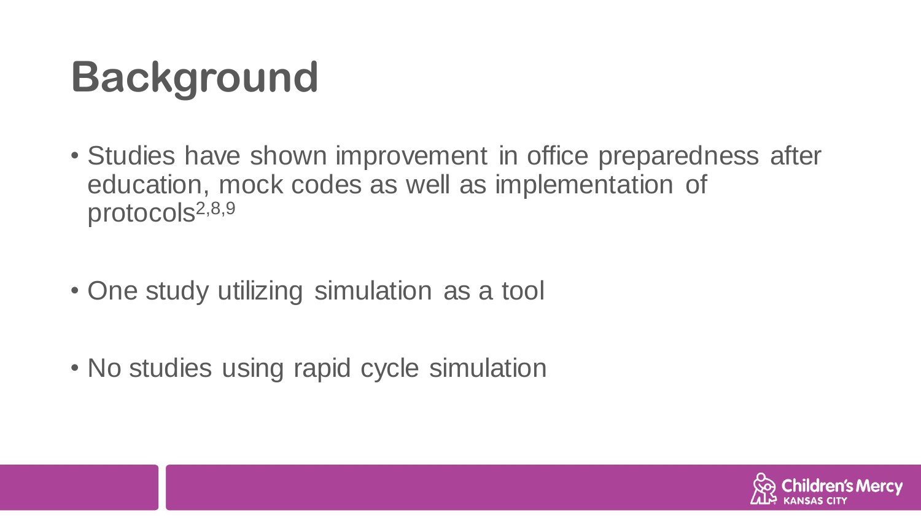# Background

- Studies have shown improvement in office preparedness after education, mock codes as well as implementation of protocols[2,8,9]
- One study utilizing simulation as a tool
- No studies using rapid cycle simulation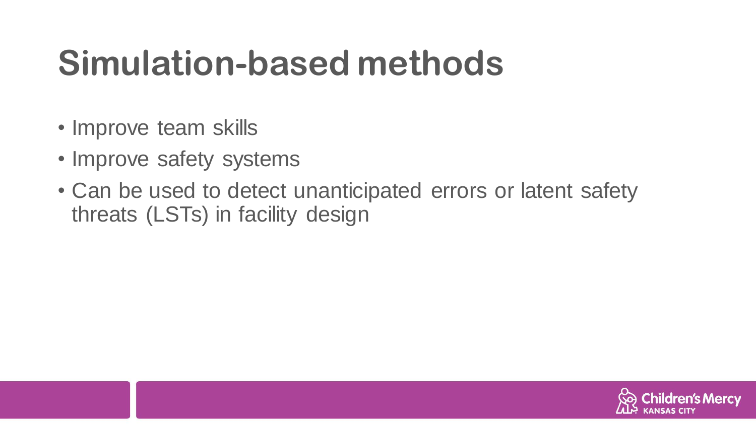# Simulation-based methods

- Improve team skills
- Improve safety systems
- Can be used to detect unanticipated errors or latent safety threats (LSTs) in facility design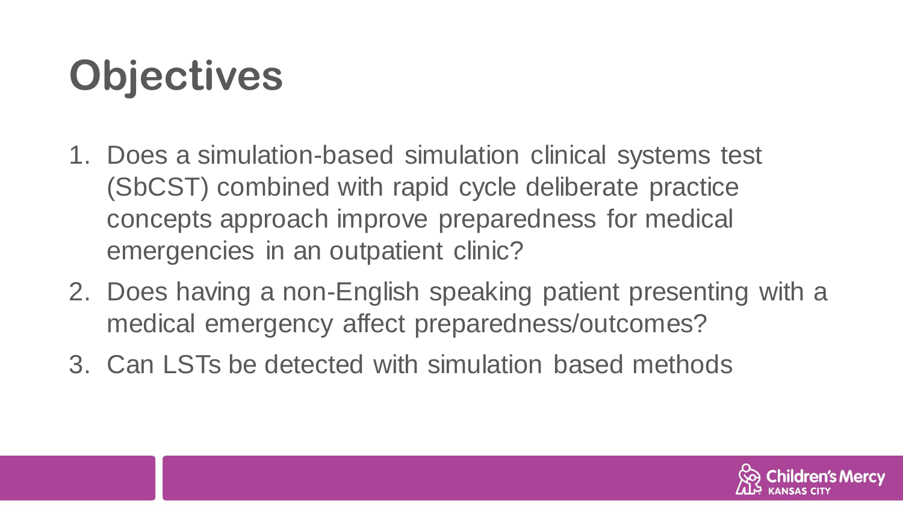# Objectives

1. Does a simulation-based simulation clinical systems test (SbCST) combined with rapid cycle deliberate practice concepts approach improve preparedness for medical emergencies in an outpatient clinic?
2. Does having a non-English speaking patient presenting with a medical emergency affect preparedness/outcomes?
3. Can LSTs be detected with simulation based methods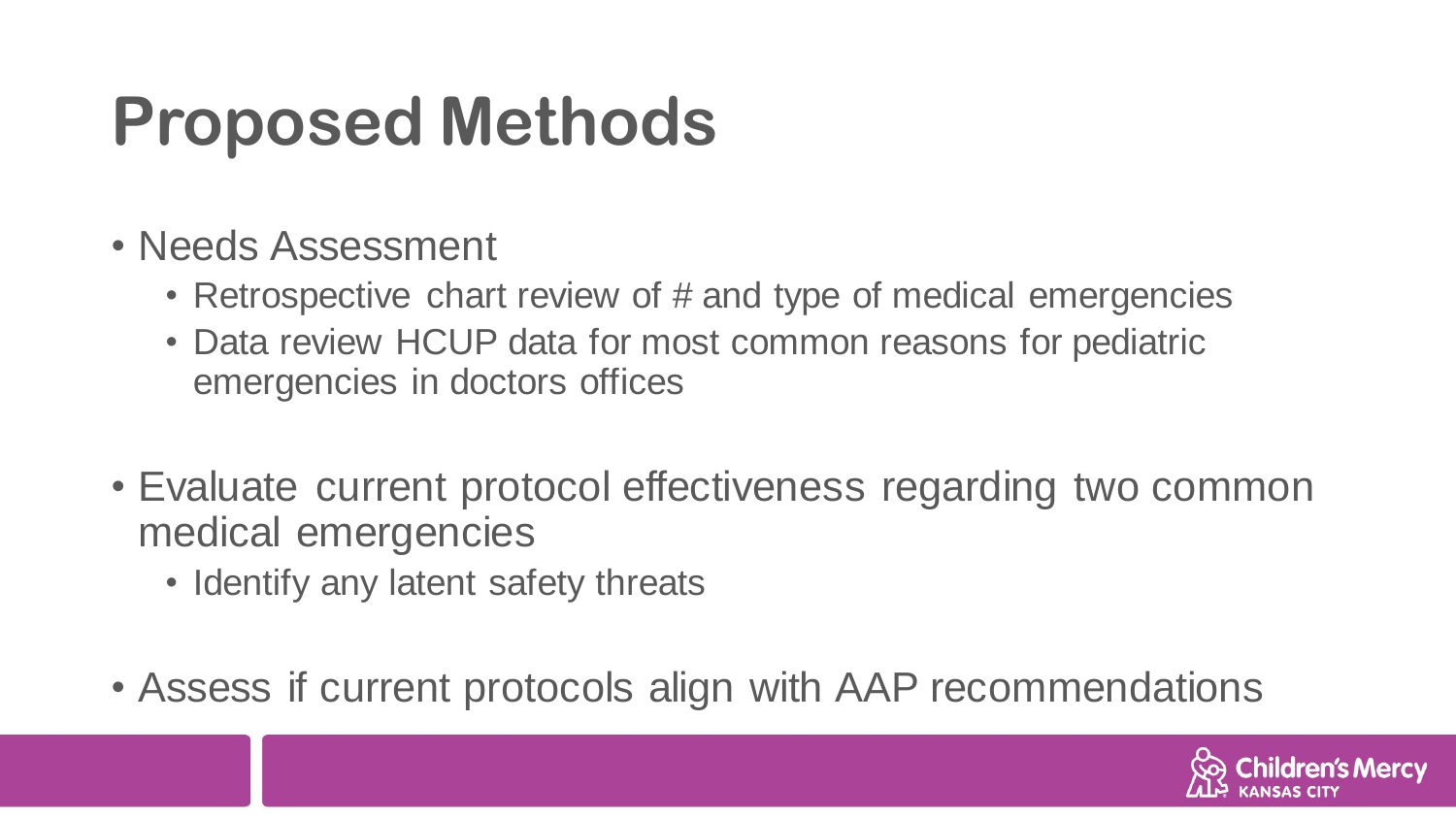# Proposed Methods

- Needs Assessment
  - Retrospective chart review of # and type of medical emergencies
  - Data review HCUP data for most common reasons for pediatric emergencies in doctors offices

- Evaluate current protocol effectiveness regarding two common medical emergencies
  - Identify any latent safety threats

- Assess if current protocols align with AAP recommendations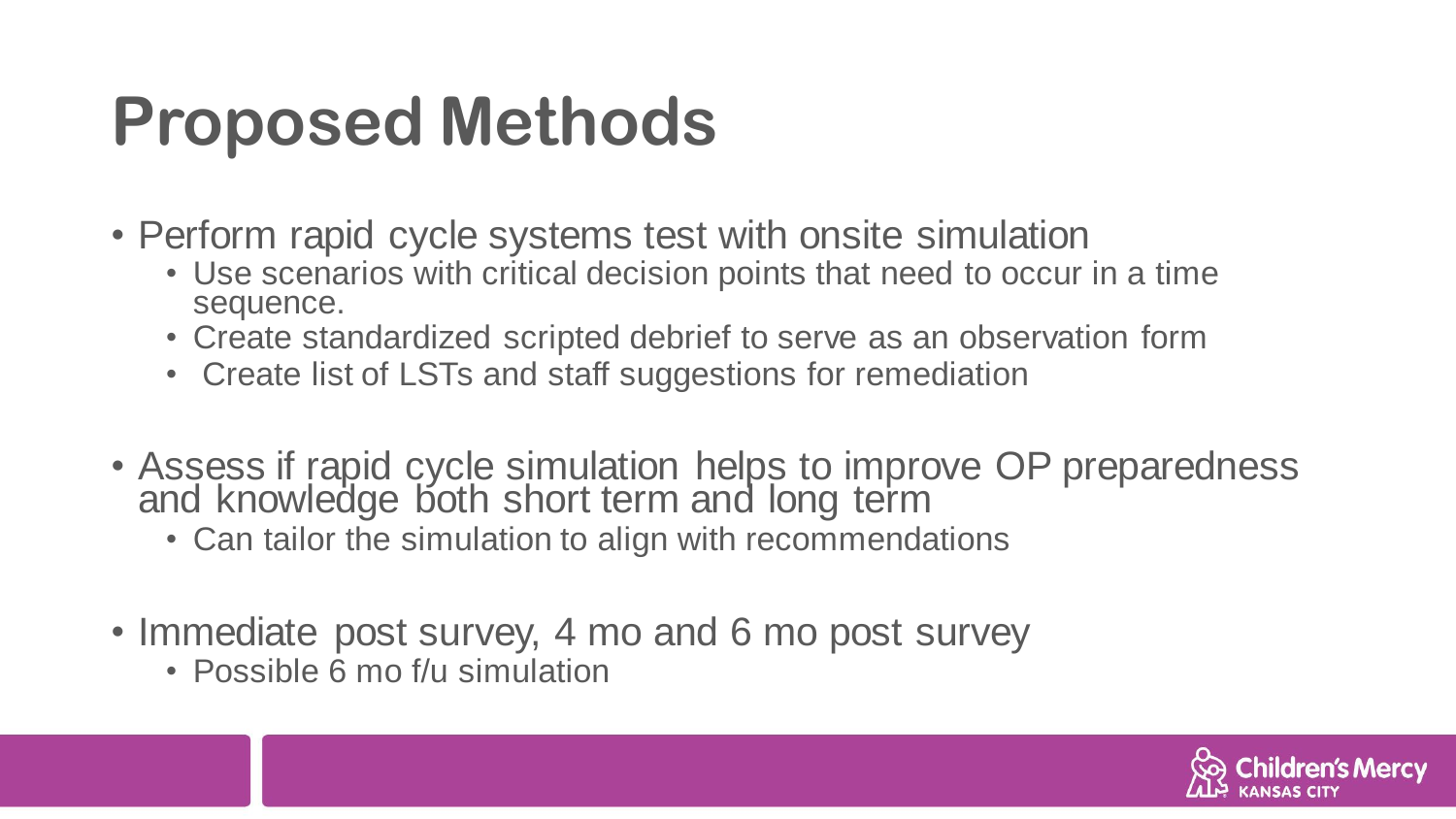# Proposed Methods

- Perform rapid cycle systems test with onsite simulation
  - Use scenarios with critical decision points that need to occur in a time sequence.
  - Create standardized scripted debrief to serve as an observation form
  - Create list of LSTs and staff suggestions for remediation
- Assess if rapid cycle simulation helps to improve OP preparedness and knowledge both short term and long term
  - Can tailor the simulation to align with recommendations
- Immediate post survey, 4 mo and 6 mo post survey
  - Possible 6 mo f/u simulation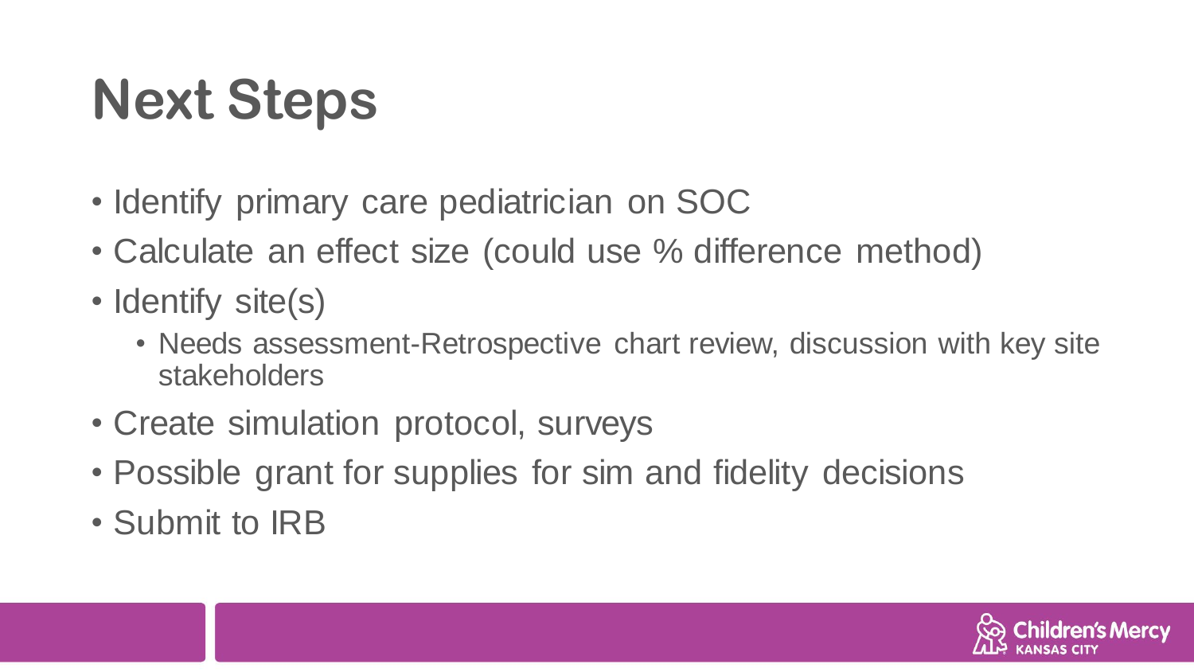# Next Steps

- Identify primary care pediatrician on SOC
- Calculate an effect size (could use % difference method)
- Identify site(s)
  - Needs assessment-Retrospective chart review, discussion with key site stakeholders
- Create simulation protocol, surveys
- Possible grant for supplies for sim and fidelity decisions
- Submit to IRB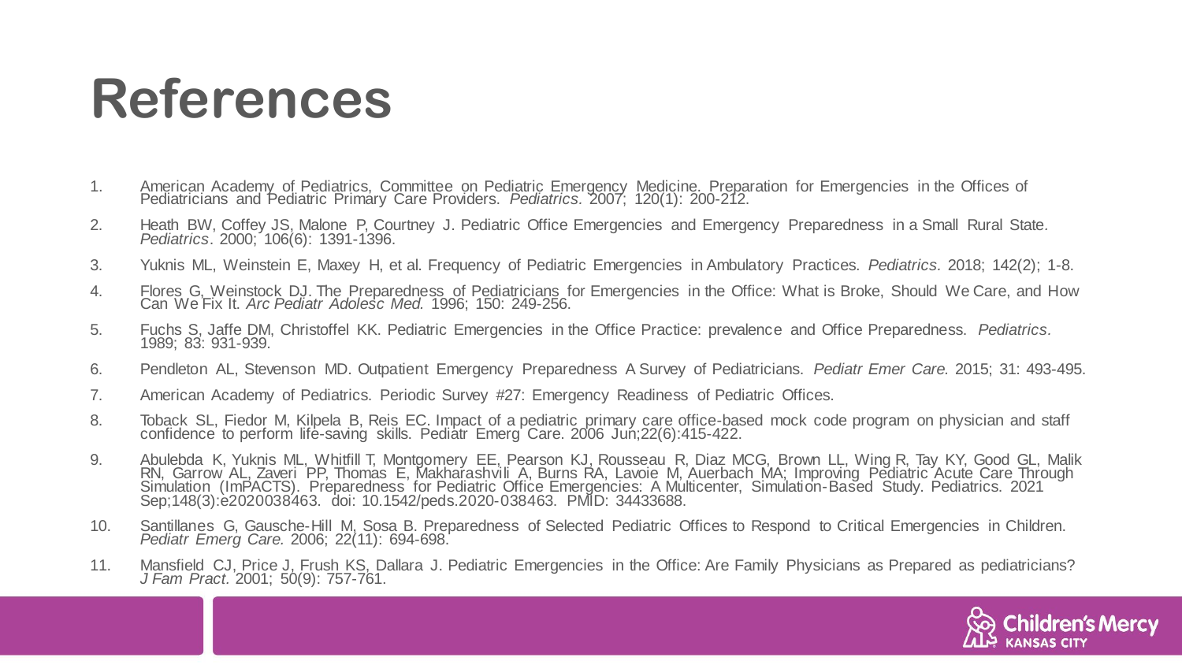# References

1. American Academy of Pediatrics, Committee on Pediatric Emergency Medicine. Preparation for Emergencies in the Offices of Pediatricians and Pediatric Primary Care Providers. *Pediatrics.* 2007; 120(1): 200-212.
2. Heath BW, Coffey JS, Malone P, Courtney J. Pediatric Office Emergencies and Emergency Preparedness in a Small Rural State. *Pediatrics*. 2000; 106(6): 1391-1396.
3. Yuknis ML, Weinstein E, Maxey H, et al. Frequency of Pediatric Emergencies in Ambulatory Practices. *Pediatrics*. 2018; 142(2); 1-8.
4. Flores G, Weinstock DJ. The Preparedness of Pediatricians for Emergencies in the Office: What is Broke, Should We Care, and How Can We Fix It. *Arc Pediatr Adolesc Med.* 1996; 150: 249-256.
5. Fuchs S, Jaffe DM, Christoffel KK. Pediatric Emergencies in the Office Practice: prevalence and Office Preparedness. *Pediatrics.* 1989; 83: 931-939.
6. Pendleton AL, Stevenson MD. Outpatient Emergency Preparedness A Survey of Pediatricians. *Pediatr Emer Care.* 2015; 31: 493-495.
7. American Academy of Pediatrics. Periodic Survey #27: Emergency Readiness of Pediatric Offices.
8. Toback SL, Fiedor M, Kilpela B, Reis EC. Impact of a pediatric primary care office-based mock code program on physician and staff confidence to perform life-saving skills. Pediatr Emerg Care. 2006 Jun;22(6):415-422.
9. Abulebda K, Yuknis ML, Whitfill T, Montgomery EE, Pearson KJ, Rousseau R, Diaz MCG, Brown LL, Wing R, Tay KY, Good GL, Malik RN, Garrow AL, Zaveri PP, Thomas E, Makharashvili A, Burns RA, Lavoie M, Auerbach MA; Improving Pediatric Acute Care Through Simulation (ImPACTS). Preparedness for Pediatric Office Emergencies: A Multicenter, Simulation-Based Study. Pediatrics. 2021 Sep;148(3):e2020038463. doi: 10.1542/peds.2020-038463. PMID: 34433688.
10. Santillanes G, Gausche-Hill M, Sosa B. Preparedness of Selected Pediatric Offices to Respond to Critical Emergencies in Children. *Pediatr Emerg Care.* 2006; 22(11): 694-698.
11. Mansfield CJ, Price J, Frush KS, Dallara J. Pediatric Emergencies in the Office: Are Family Physicians as Prepared as pediatricians? *J Fam Pract.* 2001; 50(9): 757-761.